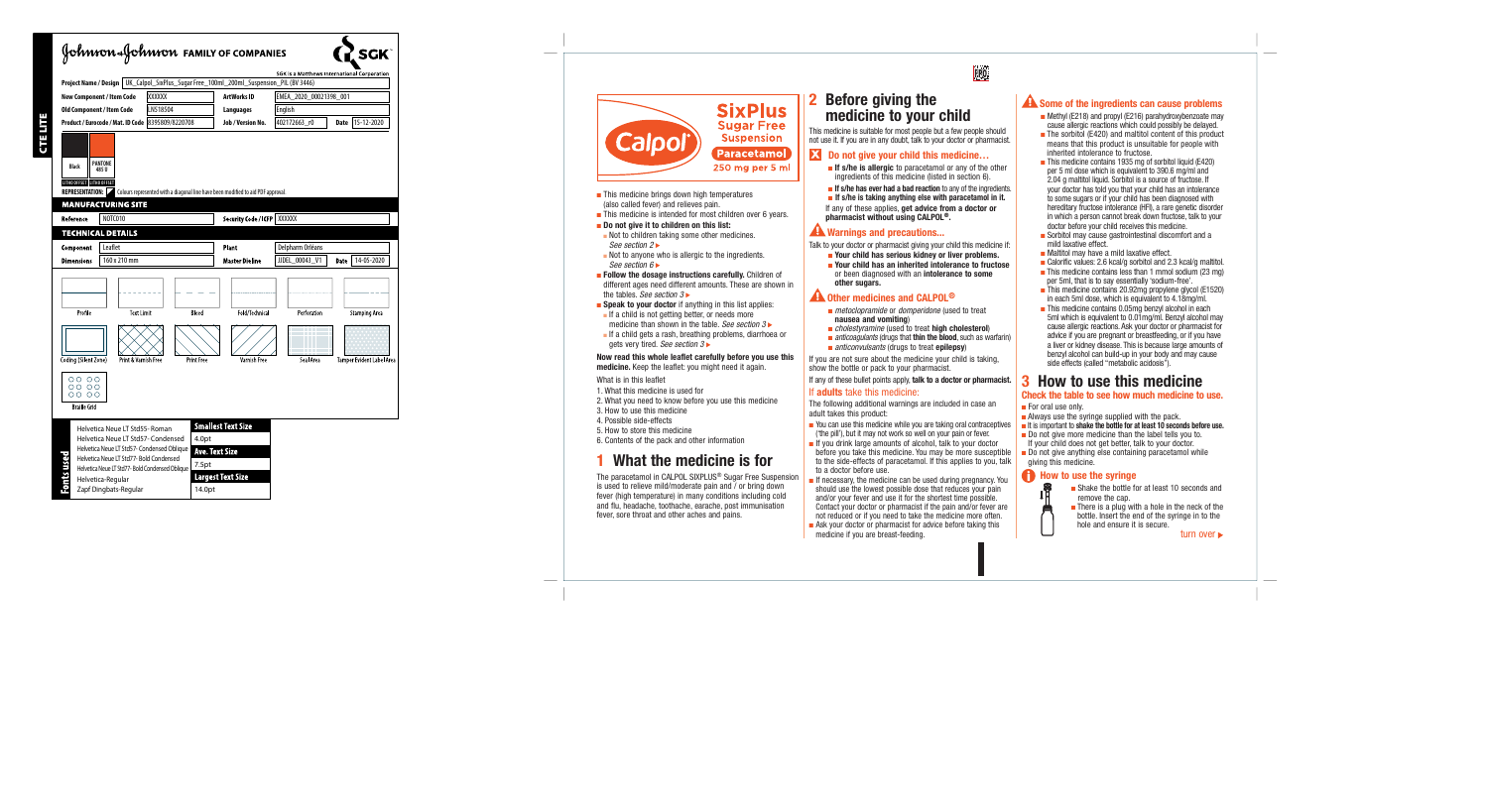Johnson & Johnson FAMILY OF COMPANIES

SGK — SGK is a Matthews International Corporation

CTE LITE

| | | | |
|---|---|---|---|
| Project Name / Design | UK_Calpol_SixPlus_Sugar Free_100ml_200ml_Suspension_PIL (BV 3446) | | |
| New Component / Item Code | XXXXXX | ArtWorks ID | EMEA_2020_00021398_001 |
| Old Component / Item Code | LNS18504 | Languages | English |
| Product / Eurocode / Mat. ID Code | 8395809/8220708 | Job / Version No. | 402172663_r0 — Date 15-12-2020 |

Black — PANTONE 485 U

REPRESENTATION: Colours represented with a diagonal line have been modified to aid PDF approval.

**MANUFACTURING SITE**

| | | | |
|---|---|---|---|
| Reference | NOTC010 | Security Code / TCFP | XXXXXX |

**TECHNICAL DETAILS**

| | | | |
|---|---|---|---|
| Component | Leaflet | Plant | Delpharm Orléans |
| Dimensions | 160 x 210 mm | Master Dieline | JJDEL_00043_V1 — Date 14-05-2020 |

Profile — Text Limit — Bleed — Fold/Technical — Perforation — Stamping Area

Coding (Silent Zone) — Print & Varnish Free — Print Free — Varnish Free — Seal Area — Tamper Evident Label Area

Braille Grid

**Fonts used**

| Fonts | |
|---|---|
| Helvetica Neue LT Std55- Roman | **Smallest Text Size** |
| Helvetica Neue LT Std57- Condensed | 4.0pt |
| Helvetica Neue LT Std57- Condensed Oblique | **Ave. Text Size** |
| Helvetica Neue LT Std77- Bold Condensed | 7.5pt |
| Helvetica Neue LT Std77- Bold Condensed Oblique | **Largest Text Size** |
| Helvetica-Regular | 14.0pt |
| Zapf Dingbats-Regular | |

---

Calpol® SixPlus Sugar Free Suspension Paracetamol 250 mg per 5 ml

- This medicine brings down high temperatures (also called fever) and relieves pain.
- This medicine is intended for most children over 6 years.
- **Do not give it to children on this list:**
  - Not to children taking some other medicines. *See section 2* ▸
  - Not to anyone who is allergic to the ingredients. *See section 6* ▸
- **Follow the dosage instructions carefully.** Children of different ages need different amounts. These are shown in the tables. *See section 3* ▸
- **Speak to your doctor** if anything in this list applies:
  - If a child is not getting better, or needs more medicine than shown in the table. *See section 3* ▸
  - If a child gets a rash, breathing problems, diarrhoea or gets very tired. *See section 3* ▸

**Now read this whole leaflet carefully before you use this medicine.** Keep the leaflet: you might need it again.

What is in this leaflet

1. What this medicine is used for
2. What you need to know before you use this medicine
3. How to use this medicine
4. Possible side-effects
5. How to store this medicine
6. Contents of the pack and other information

# 1 What the medicine is for

The paracetamol in CALPOL SIXPLUS® Sugar Free Suspension is used to relieve mild/moderate pain and / or bring down fever (high temperature) in many conditions including cold and flu, headache, toothache, earache, post immunisation fever, sore throat and other aches and pains.

# 2 Before giving the medicine to your child

This medicine is suitable for most people but a few people should not use it. If you are in any doubt, talk to your doctor or pharmacist.

### Do not give your child this medicine…

- **If s/he is allergic** to paracetamol or any of the other ingredients of this medicine (listed in section 6).
- **If s/he has ever had a bad reaction** to any of the ingredients.
- **If s/he is taking anything else with paracetamol in it.**

If any of these applies, **get advice from a doctor or pharmacist without using CALPOL®.**

### Warnings and precautions…

Talk to your doctor or pharmacist giving your child this medicine if:

- **Your child has serious kidney or liver problems.**
- **Your child has an inherited intolerance to fructose** or been diagnosed with an **intolerance to some other sugars.**

### Other medicines and CALPOL®

- *metoclopramide* or *domperidone* (used to treat **nausea and vomiting**)
- *cholestyramine* (used to treat **high cholesterol**)
- *anticoagulants* (drugs that **thin the blood**, such as warfarin)
- *anticonvulsants* (drugs to treat **epilepsy**)

If you are not sure about the medicine your child is taking, show the bottle or pack to your pharmacist.

If any of these bullet points apply, **talk to a doctor or pharmacist.**

If **adults** take this medicine:

The following additional warnings are included in case an adult takes this product:

- You can use this medicine while you are taking oral contraceptives ('the pill'), but it may not work so well on your pain or fever.
- If you drink large amounts of alcohol, talk to your doctor before you take this medicine. You may be more susceptible to the side-effects of paracetamol. If this applies to you, talk to a doctor before use.
- If necessary, the medicine can be used during pregnancy. You should use the lowest possible dose that reduces your pain and/or your fever and use it for the shortest time possible. Contact your doctor or pharmacist if the pain and/or fever are not reduced or if you need to take the medicine more often.
- Ask your doctor or pharmacist for advice before taking this medicine if you are breast-feeding.

### Some of the ingredients can cause problems

- Methyl (E218) and propyl (E216) parahydroxybenzoate may cause allergic reactions which could possibly be delayed.
- The sorbitol (E420) and maltitol content of this product means that this product is unsuitable for people with inherited intolerance to fructose.
- This medicine contains 1935 mg of sorbitol liquid (E420) per 5 ml dose which is equivalent to 390.6 mg/ml and 2.04 g maltitol liquid. Sorbitol is a source of fructose. If your doctor has told you that your child has an intolerance to some sugars or if your child has been diagnosed with hereditary fructose intolerance (HFI), a rare genetic disorder in which a person cannot break down fructose, talk to your doctor before your child receives this medicine.
- Sorbitol may cause gastrointestinal discomfort and a mild laxative effect.
- Maltitol may have a mild laxative effect.
- Calorific values: 2.6 kcal/g sorbitol and 2.3 kcal/g maltitol.
- This medicine contains less than 1 mmol sodium (23 mg) per 5ml, that is to say essentially 'sodium-free'.
- This medicine contains 20.92mg propylene glycol (E1520) in each 5ml dose, which is equivalent to 4.18mg/ml.
- This medicine contains 0.05mg benzyl alcohol in each 5ml which is equivalent to 0.01mg/ml. Benzyl alcohol may cause allergic reactions. Ask your doctor or pharmacist for advice if you are pregnant or breastfeeding, or if you have a liver or kidney disease. This is because large amounts of benzyl alcohol can build-up in your body and may cause side effects (called "metabolic acidosis").

# 3 How to use this medicine

**Check the table to see how much medicine to use.**

- For oral use only.
- Always use the syringe supplied with the pack.
- It is important to **shake the bottle for at least 10 seconds before use.**
- Do not give more medicine than the label tells you to. If your child does not get better, talk to your doctor.
- Do not give anything else containing paracetamol while giving this medicine.

### How to use the syringe

- Shake the bottle for at least 10 seconds and remove the cap.
- There is a plug with a hole in the neck of the bottle. Insert the end of the syringe in to the hole and ensure it is secure.

turn over ▸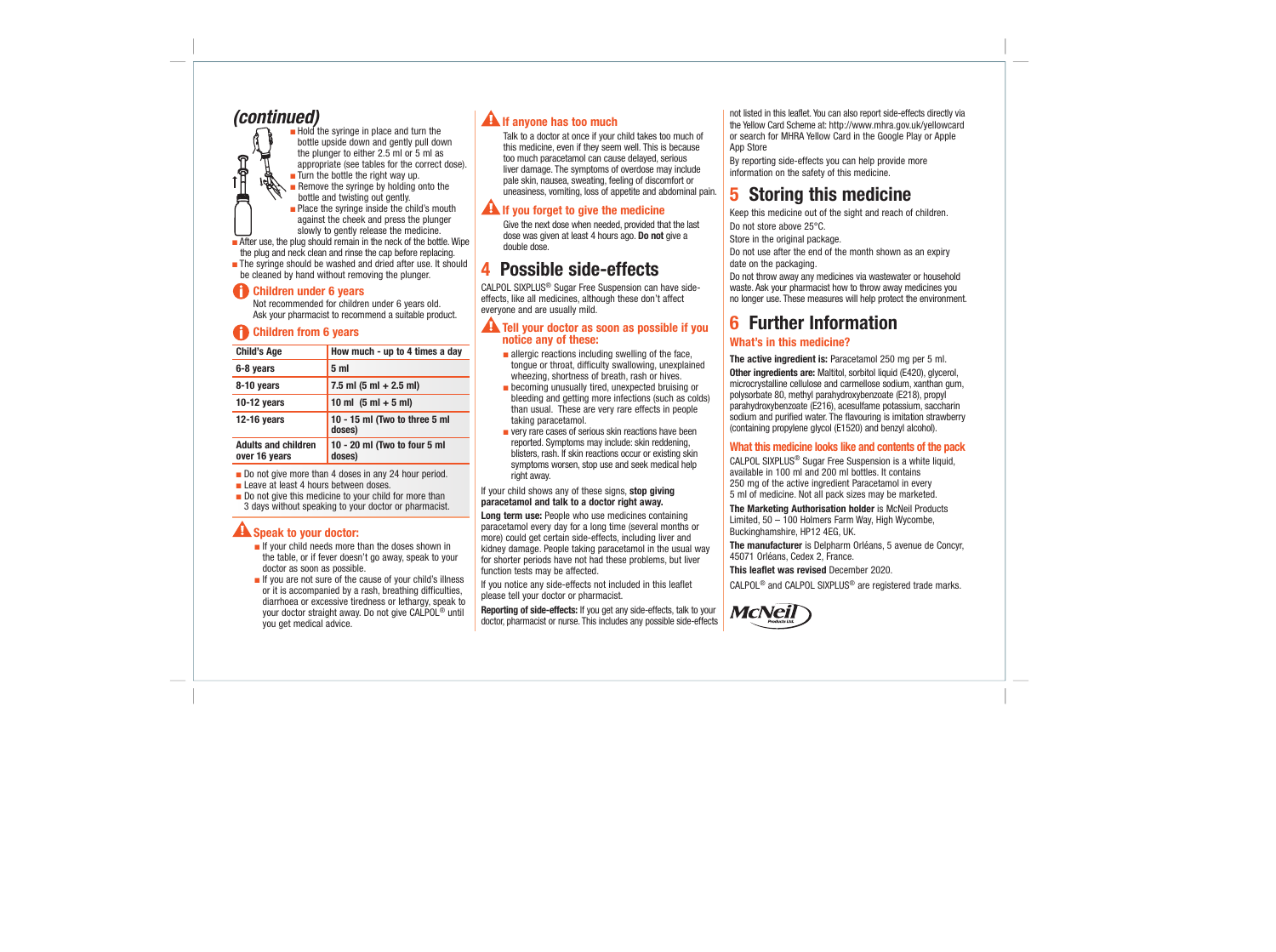## *(continued)*

- Hold the syringe in place and turn the bottle upside down and gently pull down the plunger to either 2.5 ml or 5 ml as appropriate (see tables for the correct dose).
- Turn the bottle the right way up.
- Remove the syringe by holding onto the bottle and twisting out gently.
- Place the syringe inside the child's mouth against the cheek and press the plunger slowly to gently release the medicine.
- After use, the plug should remain in the neck of the bottle. Wipe the plug and neck clean and rinse the cap before replacing.
- The syringe should be washed and dried after use. It should be cleaned by hand without removing the plunger.

### Children under 6 years

Not recommended for children under 6 years old. Ask your pharmacist to recommend a suitable product.

### Children from 6 years

| Child's Age | How much - up to 4 times a day |
|---|---|
| 6-8 years | 5 ml |
| 8-10 years | 7.5 ml (5 ml + 2.5 ml) |
| 10-12 years | 10 ml (5 ml + 5 ml) |
| 12-16 years | 10 - 15 ml (Two to three 5 ml doses) |
| Adults and children over 16 years | 10 - 20 ml (Two to four 5 ml doses) |

- Do not give more than 4 doses in any 24 hour period.
- Leave at least 4 hours between doses.
- Do not give this medicine to your child for more than 3 days without speaking to your doctor or pharmacist.

### Speak to your doctor:

- If your child needs more than the doses shown in the table, or if fever doesn't go away, speak to your doctor as soon as possible.
- If you are not sure of the cause of your child's illness or it is accompanied by a rash, breathing difficulties, diarrhoea or excessive tiredness or lethargy, speak to your doctor straight away. Do not give CALPOL® until you get medical advice.

### If anyone has too much

Talk to a doctor at once if your child takes too much of this medicine, even if they seem well. This is because too much paracetamol can cause delayed, serious liver damage. The symptoms of overdose may include pale skin, nausea, sweating, feeling of discomfort or uneasiness, vomiting, loss of appetite and abdominal pain.

### If you forget to give the medicine

Give the next dose when needed, provided that the last dose was given at least 4 hours ago. **Do not** give a double dose.

## 4 Possible side-effects

CALPOL SIXPLUS® Sugar Free Suspension can have side-effects, like all medicines, although these don't affect everyone and are usually mild.

### Tell your doctor as soon as possible if you notice any of these:

- allergic reactions including swelling of the face, tongue or throat, difficulty swallowing, unexplained wheezing, shortness of breath, rash or hives.
- becoming unusually tired, unexpected bruising or bleeding and getting more infections (such as colds) than usual. These are very rare effects in people taking paracetamol.
- very rare cases of serious skin reactions have been reported. Symptoms may include: skin reddening, blisters, rash. If skin reactions occur or existing skin symptoms worsen, stop use and seek medical help right away.

If your child shows any of these signs, **stop giving paracetamol and talk to a doctor right away.**

**Long term use:** People who use medicines containing paracetamol every day for a long time (several months or more) could get certain side-effects, including liver and kidney damage. People taking paracetamol in the usual way for shorter periods have not had these problems, but liver function tests may be affected.

If you notice any side-effects not included in this leaflet please tell your doctor or pharmacist.

**Reporting of side-effects:** If you get any side-effects, talk to your doctor, pharmacist or nurse. This includes any possible side-effects not listed in this leaflet. You can also report side-effects directly via the Yellow Card Scheme at: http://www.mhra.gov.uk/yellowcard or search for MHRA Yellow Card in the Google Play or Apple App Store

By reporting side-effects you can help provide more information on the safety of this medicine.

## 5 Storing this medicine

Keep this medicine out of the sight and reach of children.

Do not store above 25°C.

Store in the original package.

Do not use after the end of the month shown as an expiry date on the packaging.

Do not throw away any medicines via wastewater or household waste. Ask your pharmacist how to throw away medicines you no longer use. These measures will help protect the environment.

## 6 Further Information

### What's in this medicine?

**The active ingredient is:** Paracetamol 250 mg per 5 ml.

**Other ingredients are:** Maltitol, sorbitol liquid (E420), glycerol, microcrystalline cellulose and carmellose sodium, xanthan gum, polysorbate 80, methyl parahydroxybenzoate (E218), propyl parahydroxybenzoate (E216), acesulfame potassium, saccharin sodium and purified water. The flavouring is imitation strawberry (containing propylene glycol (E1520) and benzyl alcohol).

### What this medicine looks like and contents of the pack

CALPOL SIXPLUS® Sugar Free Suspension is a white liquid, available in 100 ml and 200 ml bottles. It contains 250 mg of the active ingredient Paracetamol in every 5 ml of medicine. Not all pack sizes may be marketed.

**The Marketing Authorisation holder** is McNeil Products Limited, 50 – 100 Holmers Farm Way, High Wycombe, Buckinghamshire, HP12 4EG, UK.

**The manufacturer** is Delpharm Orléans, 5 avenue de Concyr, 45071 Orléans, Cedex 2, France.

**This leaflet was revised** December 2020.

CALPOL® and CALPOL SIXPLUS® are registered trade marks.

McNeil Products Ltd.